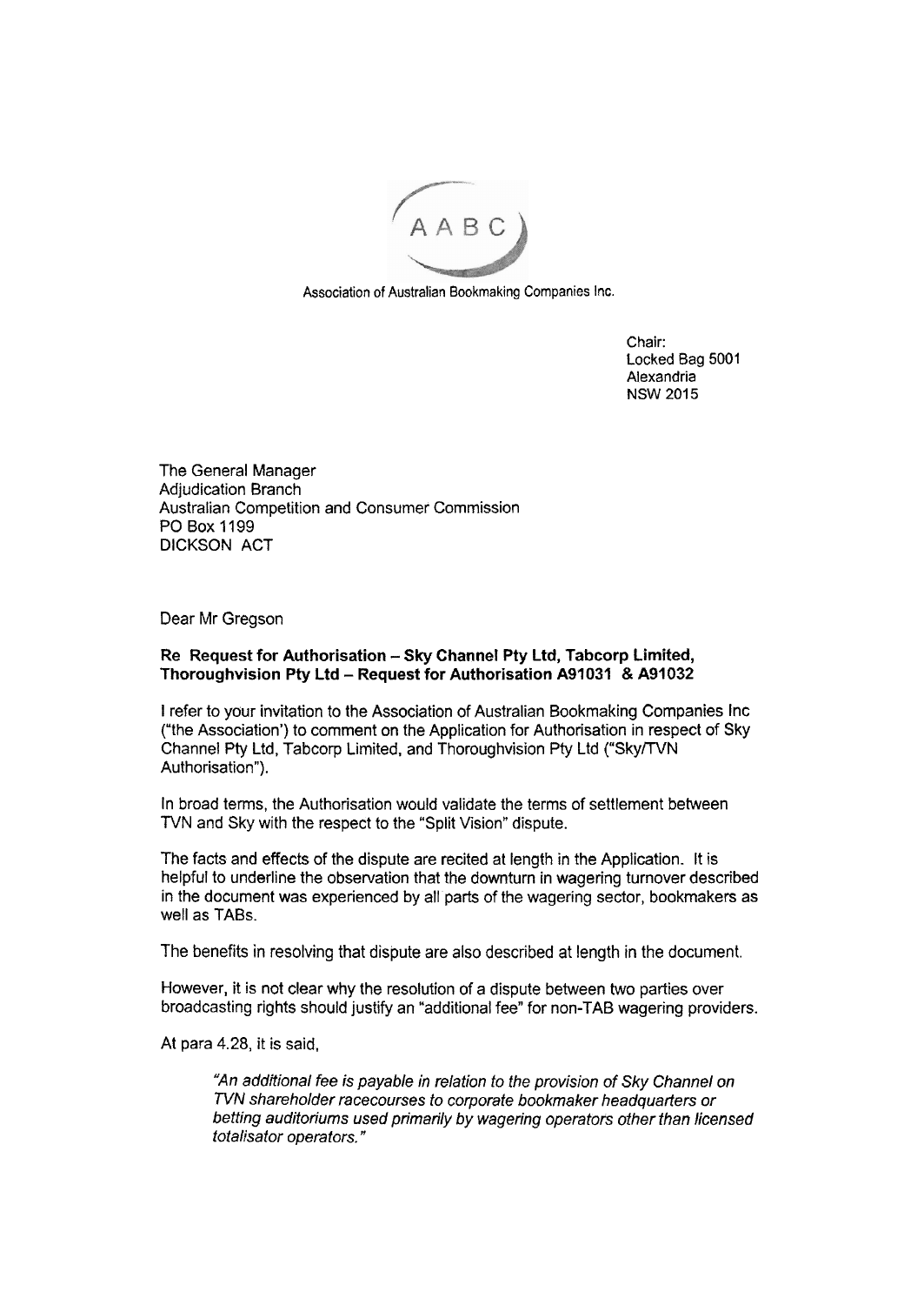AABC

Association of Australian Bookmaking Companies Inc.

Chair:
Locked Bag 5001
Alexandria
NSW 2015

The General Manager
Adjudication Branch
Australian Competition and Consumer Commission
PO Box 1199
DICKSON ACT

Dear Mr Gregson

**Re Request for Authorisation – Sky Channel Pty Ltd, Tabcorp Limited, Thoroughvision Pty Ltd – Request for Authorisation A91031 & A91032**

I refer to your invitation to the Association of Australian Bookmaking Companies Inc ("the Association') to comment on the Application for Authorisation in respect of Sky Channel Pty Ltd, Tabcorp Limited, and Thoroughvision Pty Ltd ("Sky/TVN Authorisation").

In broad terms, the Authorisation would validate the terms of settlement between TVN and Sky with the respect to the "Split Vision" dispute.

The facts and effects of the dispute are recited at length in the Application. It is helpful to underline the observation that the downturn in wagering turnover described in the document was experienced by all parts of the wagering sector, bookmakers as well as TABs.

The benefits in resolving that dispute are also described at length in the document.

However, it is not clear why the resolution of a dispute between two parties over broadcasting rights should justify an "additional fee" for non-TAB wagering providers.

At para 4.28, it is said,

> *"An additional fee is payable in relation to the provision of Sky Channel on TVN shareholder racecourses to corporate bookmaker headquarters or betting auditoriums used primarily by wagering operators other than licensed totalisator operators."*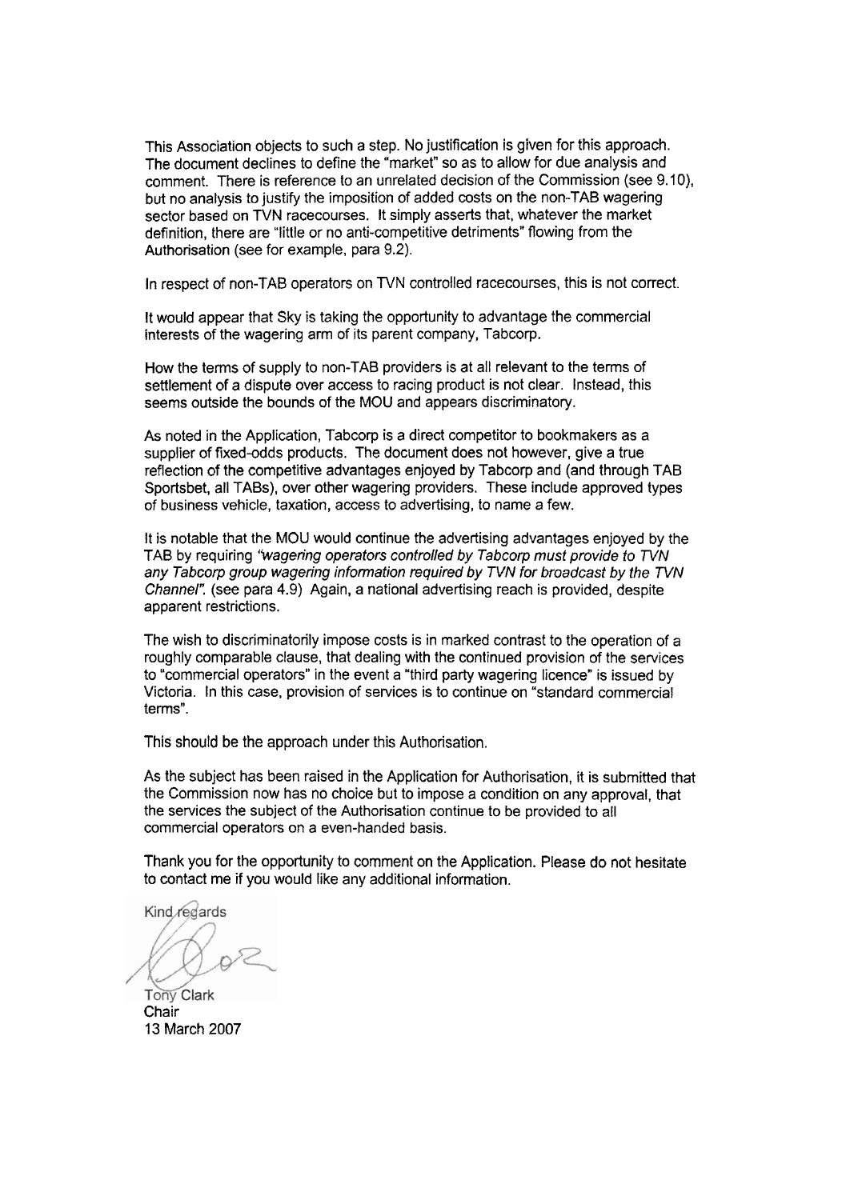This Association objects to such a step. No justification is given for this approach. The document declines to define the "market" so as to allow for due analysis and comment. There is reference to an unrelated decision of the Commission (see 9.10), but no analysis to justify the imposition of added costs on the non-TAB wagering sector based on TVN racecourses. It simply asserts that, whatever the market definition, there are "little or no anti-competitive detriments" flowing from the Authorisation (see for example, para 9.2).

In respect of non-TAB operators on TVN controlled racecourses, this is not correct.

It would appear that Sky is taking the opportunity to advantage the commercial interests of the wagering arm of its parent company, Tabcorp.

How the terms of supply to non-TAB providers is at all relevant to the terms of settlement of a dispute over access to racing product is not clear. Instead, this seems outside the bounds of the MOU and appears discriminatory.

As noted in the Application, Tabcorp is a direct competitor to bookmakers as a supplier of fixed-odds products. The document does not however, give a true reflection of the competitive advantages enjoyed by Tabcorp and (and through TAB Sportsbet, all TABs), over other wagering providers. These include approved types of business vehicle, taxation, access to advertising, to name a few.

It is notable that the MOU would continue the advertising advantages enjoyed by the TAB by requiring *"wagering operators controlled by Tabcorp must provide to TVN any Tabcorp group wagering information required by TVN for broadcast by the TVN Channel"*. (see para 4.9) Again, a national advertising reach is provided, despite apparent restrictions.

The wish to discriminatorily impose costs is in marked contrast to the operation of a roughly comparable clause, that dealing with the continued provision of the services to "commercial operators" in the event a "third party wagering licence" is issued by Victoria. In this case, provision of services is to continue on "standard commercial terms".

This should be the approach under this Authorisation.

As the subject has been raised in the Application for Authorisation, it is submitted that the Commission now has no choice but to impose a condition on any approval, that the services the subject of the Authorisation continue to be provided to all commercial operators on a even-handed basis.

Thank you for the opportunity to comment on the Application. Please do not hesitate to contact me if you would like any additional information.

Kind regards

Tony Clark
Chair
13 March 2007